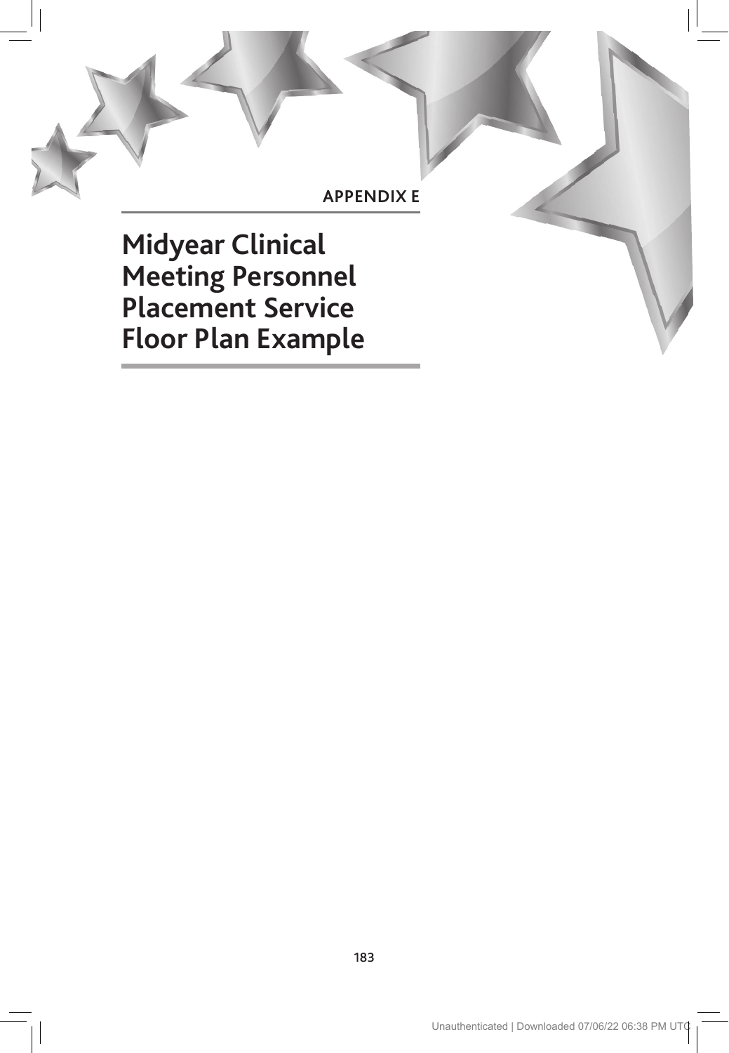APPENDIX E

# Midyear Clinical Meeting Personnel Placement Service Floor Plan Example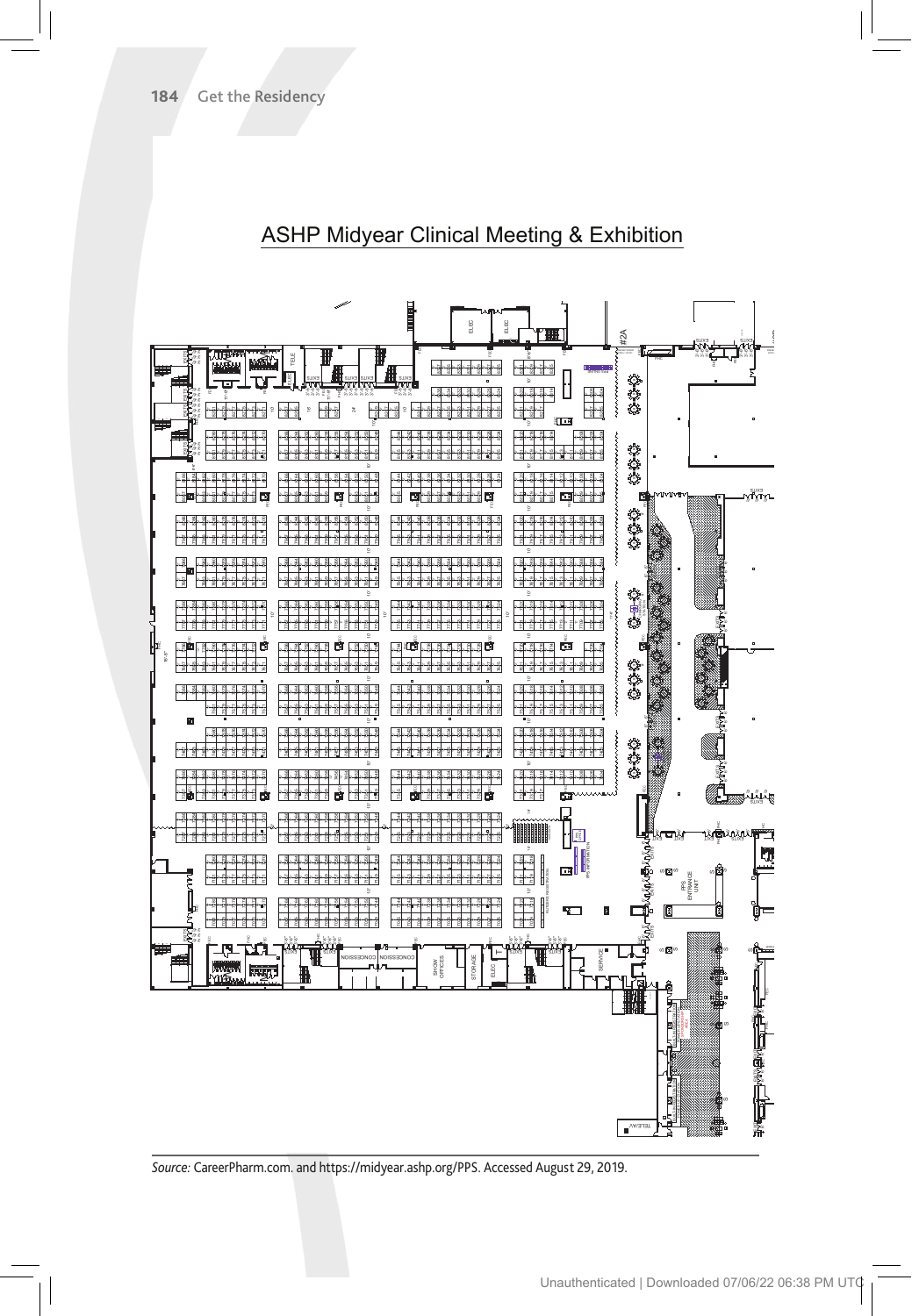ASHP Midyear Clinical Meeting & Exhibition

*Source:* CareerPharm.com. and https://midyear.ashp.org/PPS. Accessed August 29, 2019.